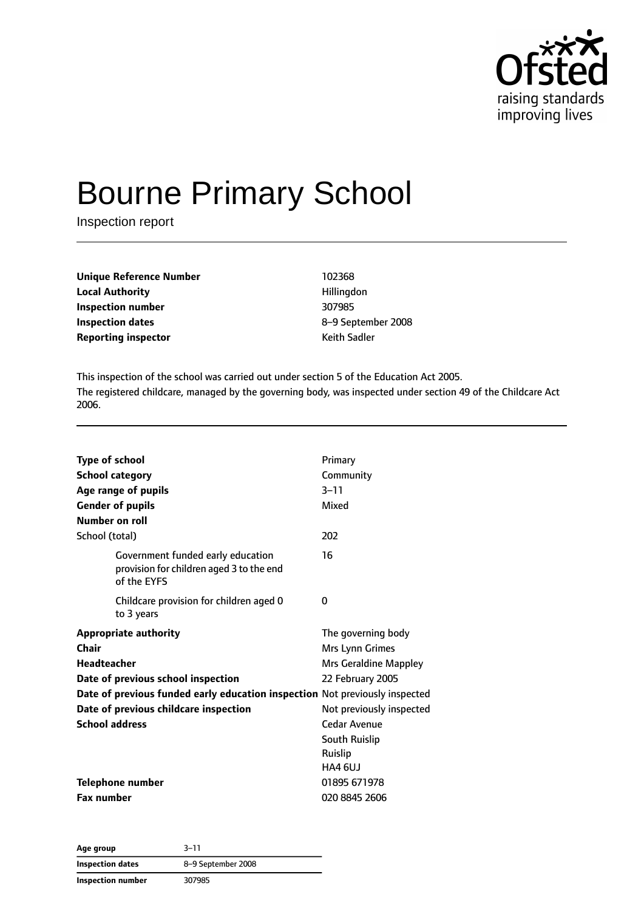# Bourne Primary School

Inspection report

| | |
|---|---|
| **Unique Reference Number** | 102368 |
| **Local Authority** | Hillingdon |
| **Inspection number** | 307985 |
| **Inspection dates** | 8–9 September 2008 |
| **Reporting inspector** | Keith Sadler |

This inspection of the school was carried out under section 5 of the Education Act 2005.

The registered childcare, managed by the governing body, was inspected under section 49 of the Childcare Act 2006.

| | |
|---|---|
| **Type of school** | Primary |
| **School category** | Community |
| **Age range of pupils** | 3–11 |
| **Gender of pupils** | Mixed |
| **Number on roll** | |
| School (total) | 202 |
| Government funded early education provision for children aged 3 to the end of the EYFS | 16 |
| Childcare provision for children aged 0 to 3 years | 0 |
| **Appropriate authority** | The governing body |
| **Chair** | Mrs Lynn Grimes |
| **Headteacher** | Mrs Geraldine Mappley |
| **Date of previous school inspection** | 22 February 2005 |
| **Date of previous funded early education inspection** | Not previously inspected |
| **Date of previous childcare inspection** | Not previously inspected |
| **School address** | Cedar Avenue<br>South Ruislip<br>Ruislip<br>HA4 6UJ |
| **Telephone number** | 01895 671978 |
| **Fax number** | 020 8845 2606 |

| | |
|---|---|
| **Age group** | 3–11 |
| **Inspection dates** | 8–9 September 2008 |
| **Inspection number** | 307985 |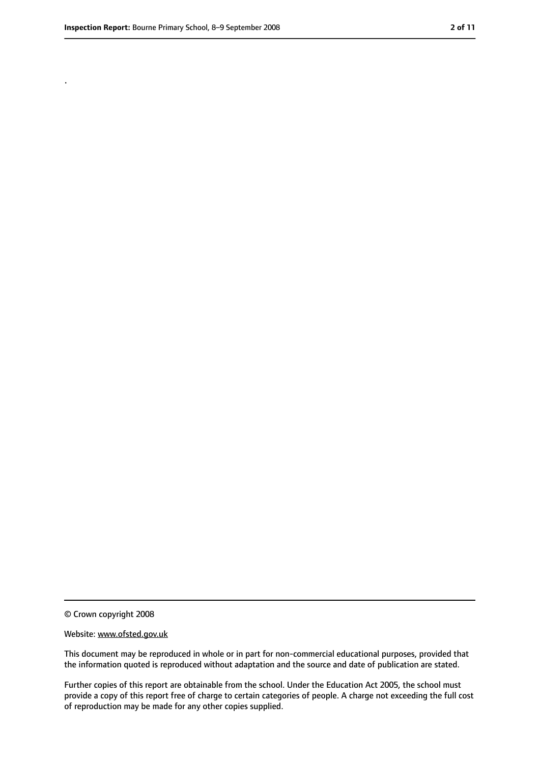.

© Crown copyright 2008

Website: www.ofsted.gov.uk

This document may be reproduced in whole or in part for non-commercial educational purposes, provided that the information quoted is reproduced without adaptation and the source and date of publication are stated.

Further copies of this report are obtainable from the school. Under the Education Act 2005, the school must provide a copy of this report free of charge to certain categories of people. A charge not exceeding the full cost of reproduction may be made for any other copies supplied.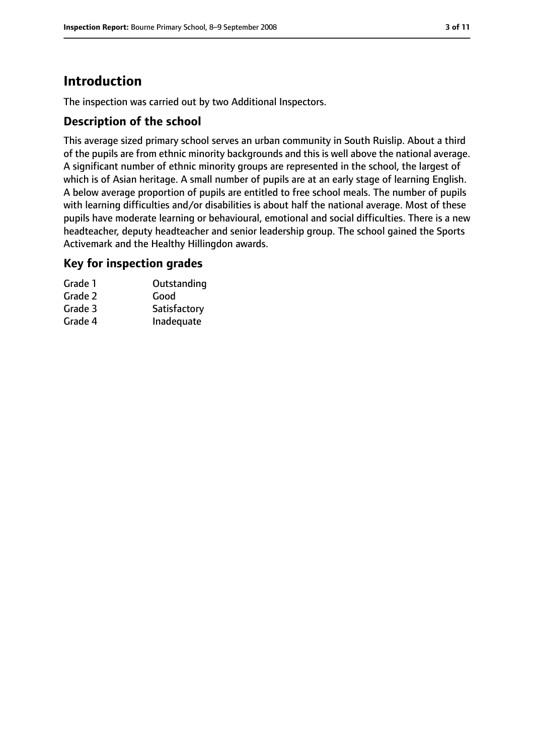# Introduction

The inspection was carried out by two Additional Inspectors.

## Description of the school

This average sized primary school serves an urban community in South Ruislip. About a third of the pupils are from ethnic minority backgrounds and this is well above the national average. A significant number of ethnic minority groups are represented in the school, the largest of which is of Asian heritage. A small number of pupils are at an early stage of learning English. A below average proportion of pupils are entitled to free school meals. The number of pupils with learning difficulties and/or disabilities is about half the national average. Most of these pupils have moderate learning or behavioural, emotional and social difficulties. There is a new headteacher, deputy headteacher and senior leadership group. The school gained the Sports Activemark and the Healthy Hillingdon awards.

## Key for inspection grades

| | |
|---|---|
| Grade 1 | Outstanding |
| Grade 2 | Good |
| Grade 3 | Satisfactory |
| Grade 4 | Inadequate |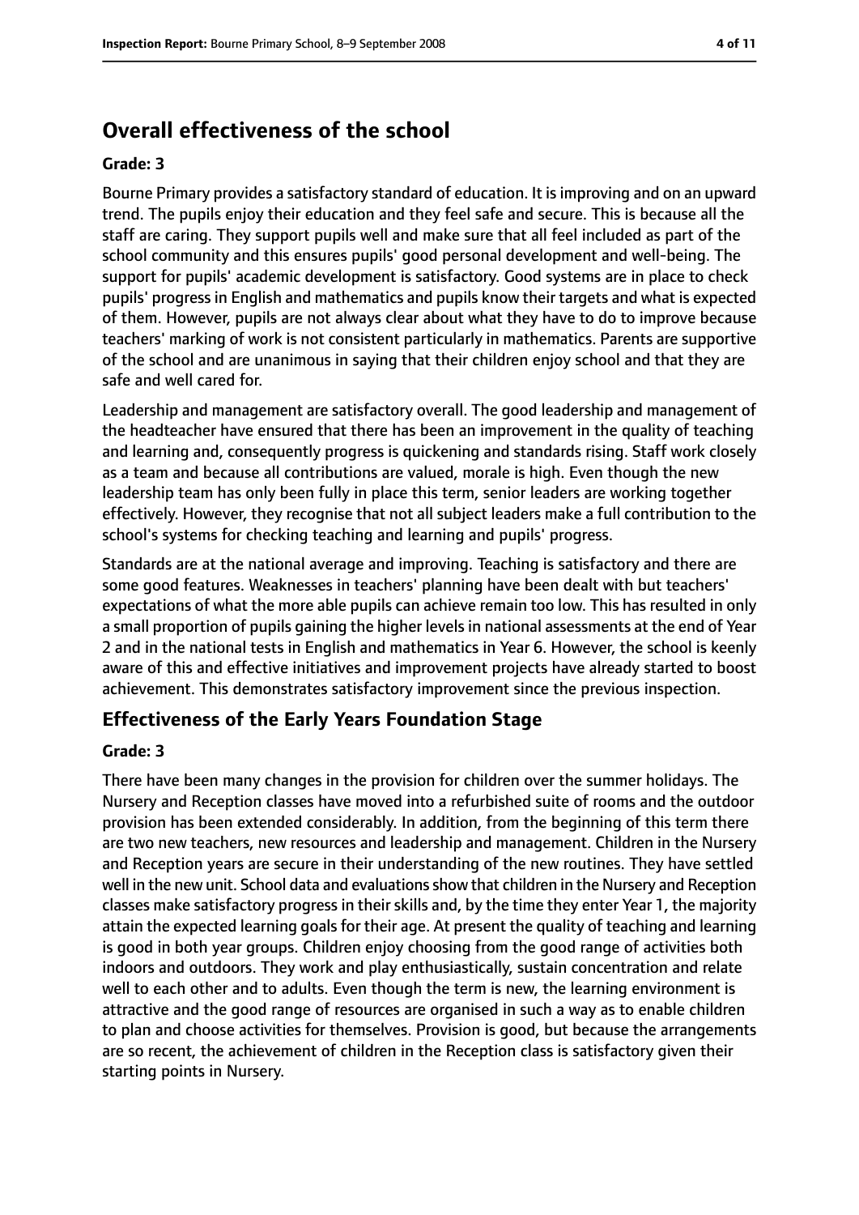## Overall effectiveness of the school

**Grade: 3**

Bourne Primary provides a satisfactory standard of education. It is improving and on an upward trend. The pupils enjoy their education and they feel safe and secure. This is because all the staff are caring. They support pupils well and make sure that all feel included as part of the school community and this ensures pupils' good personal development and well-being. The support for pupils' academic development is satisfactory. Good systems are in place to check pupils' progress in English and mathematics and pupils know their targets and what is expected of them. However, pupils are not always clear about what they have to do to improve because teachers' marking of work is not consistent particularly in mathematics. Parents are supportive of the school and are unanimous in saying that their children enjoy school and that they are safe and well cared for.

Leadership and management are satisfactory overall. The good leadership and management of the headteacher have ensured that there has been an improvement in the quality of teaching and learning and, consequently progress is quickening and standards rising. Staff work closely as a team and because all contributions are valued, morale is high. Even though the new leadership team has only been fully in place this term, senior leaders are working together effectively. However, they recognise that not all subject leaders make a full contribution to the school's systems for checking teaching and learning and pupils' progress.

Standards are at the national average and improving. Teaching is satisfactory and there are some good features. Weaknesses in teachers' planning have been dealt with but teachers' expectations of what the more able pupils can achieve remain too low. This has resulted in only a small proportion of pupils gaining the higher levels in national assessments at the end of Year 2 and in the national tests in English and mathematics in Year 6. However, the school is keenly aware of this and effective initiatives and improvement projects have already started to boost achievement. This demonstrates satisfactory improvement since the previous inspection.

### Effectiveness of the Early Years Foundation Stage

**Grade: 3**

There have been many changes in the provision for children over the summer holidays. The Nursery and Reception classes have moved into a refurbished suite of rooms and the outdoor provision has been extended considerably. In addition, from the beginning of this term there are two new teachers, new resources and leadership and management. Children in the Nursery and Reception years are secure in their understanding of the new routines. They have settled well in the new unit. School data and evaluations show that children in the Nursery and Reception classes make satisfactory progress in their skills and, by the time they enter Year 1, the majority attain the expected learning goals for their age. At present the quality of teaching and learning is good in both year groups. Children enjoy choosing from the good range of activities both indoors and outdoors. They work and play enthusiastically, sustain concentration and relate well to each other and to adults. Even though the term is new, the learning environment is attractive and the good range of resources are organised in such a way as to enable children to plan and choose activities for themselves. Provision is good, but because the arrangements are so recent, the achievement of children in the Reception class is satisfactory given their starting points in Nursery.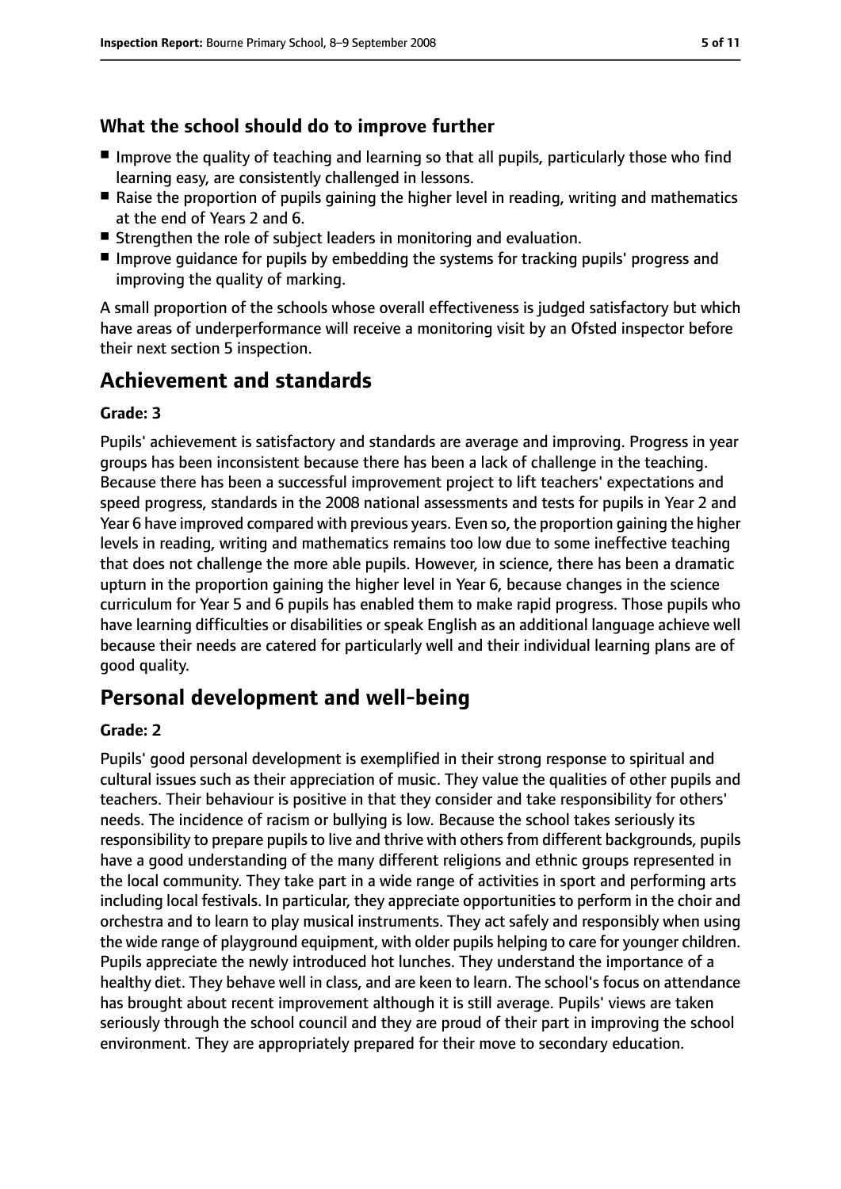### What the school should do to improve further

- Improve the quality of teaching and learning so that all pupils, particularly those who find learning easy, are consistently challenged in lessons.
- Raise the proportion of pupils gaining the higher level in reading, writing and mathematics at the end of Years 2 and 6.
- Strengthen the role of subject leaders in monitoring and evaluation.
- Improve guidance for pupils by embedding the systems for tracking pupils' progress and improving the quality of marking.

A small proportion of the schools whose overall effectiveness is judged satisfactory but which have areas of underperformance will receive a monitoring visit by an Ofsted inspector before their next section 5 inspection.

## Achievement and standards

**Grade: 3**

Pupils' achievement is satisfactory and standards are average and improving. Progress in year groups has been inconsistent because there has been a lack of challenge in the teaching. Because there has been a successful improvement project to lift teachers' expectations and speed progress, standards in the 2008 national assessments and tests for pupils in Year 2 and Year 6 have improved compared with previous years. Even so, the proportion gaining the higher levels in reading, writing and mathematics remains too low due to some ineffective teaching that does not challenge the more able pupils. However, in science, there has been a dramatic upturn in the proportion gaining the higher level in Year 6, because changes in the science curriculum for Year 5 and 6 pupils has enabled them to make rapid progress. Those pupils who have learning difficulties or disabilities or speak English as an additional language achieve well because their needs are catered for particularly well and their individual learning plans are of good quality.

## Personal development and well-being

**Grade: 2**

Pupils' good personal development is exemplified in their strong response to spiritual and cultural issues such as their appreciation of music. They value the qualities of other pupils and teachers. Their behaviour is positive in that they consider and take responsibility for others' needs. The incidence of racism or bullying is low. Because the school takes seriously its responsibility to prepare pupils to live and thrive with others from different backgrounds, pupils have a good understanding of the many different religions and ethnic groups represented in the local community. They take part in a wide range of activities in sport and performing arts including local festivals. In particular, they appreciate opportunities to perform in the choir and orchestra and to learn to play musical instruments. They act safely and responsibly when using the wide range of playground equipment, with older pupils helping to care for younger children. Pupils appreciate the newly introduced hot lunches. They understand the importance of a healthy diet. They behave well in class, and are keen to learn. The school's focus on attendance has brought about recent improvement although it is still average. Pupils' views are taken seriously through the school council and they are proud of their part in improving the school environment. They are appropriately prepared for their move to secondary education.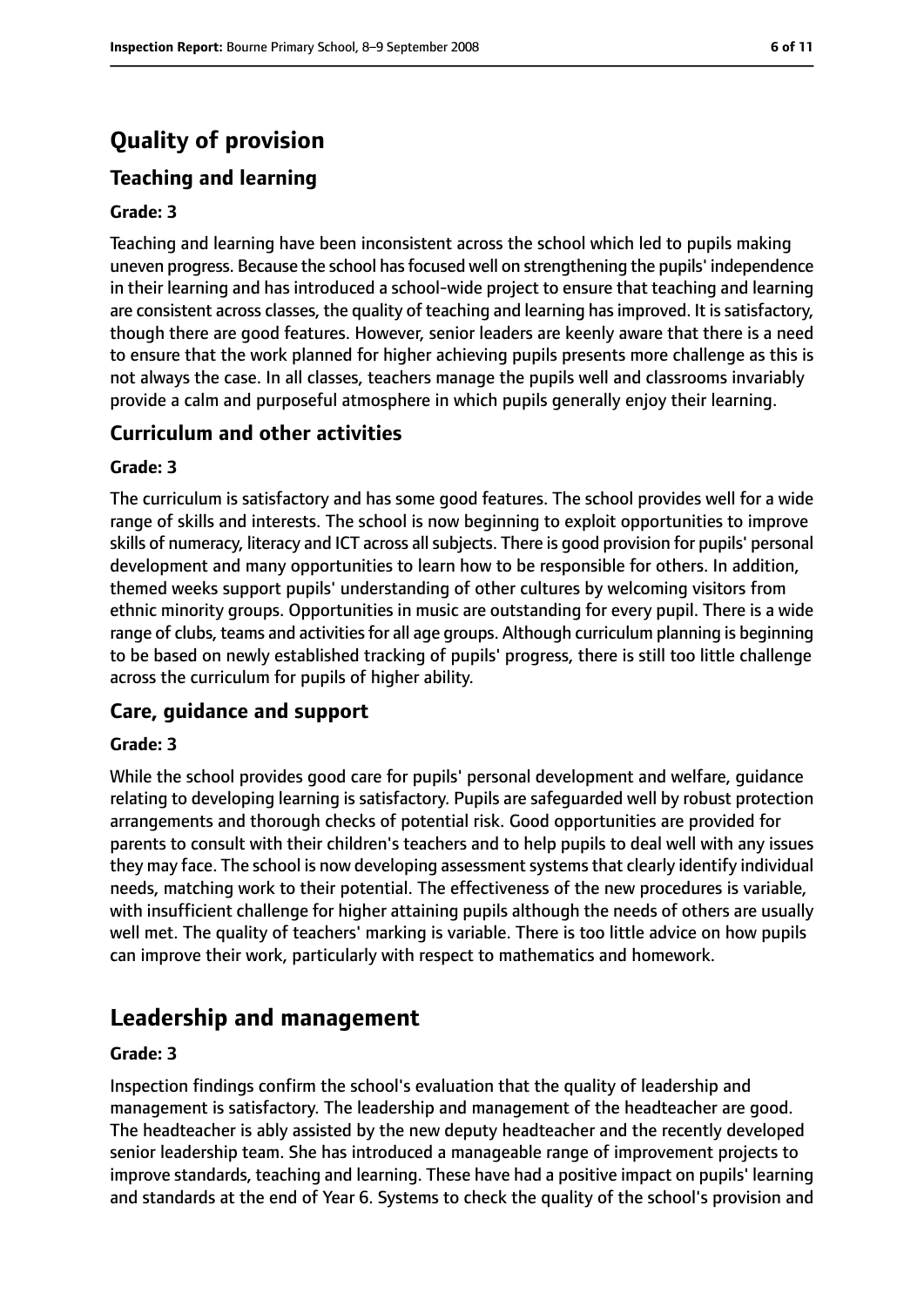# Quality of provision

## Teaching and learning

### Grade: 3

Teaching and learning have been inconsistent across the school which led to pupils making uneven progress. Because the school has focused well on strengthening the pupils' independence in their learning and has introduced a school-wide project to ensure that teaching and learning are consistent across classes, the quality of teaching and learning has improved. It is satisfactory, though there are good features. However, senior leaders are keenly aware that there is a need to ensure that the work planned for higher achieving pupils presents more challenge as this is not always the case. In all classes, teachers manage the pupils well and classrooms invariably provide a calm and purposeful atmosphere in which pupils generally enjoy their learning.

## Curriculum and other activities

### Grade: 3

The curriculum is satisfactory and has some good features. The school provides well for a wide range of skills and interests. The school is now beginning to exploit opportunities to improve skills of numeracy, literacy and ICT across all subjects. There is good provision for pupils' personal development and many opportunities to learn how to be responsible for others. In addition, themed weeks support pupils' understanding of other cultures by welcoming visitors from ethnic minority groups. Opportunities in music are outstanding for every pupil. There is a wide range of clubs, teams and activities for all age groups. Although curriculum planning is beginning to be based on newly established tracking of pupils' progress, there is still too little challenge across the curriculum for pupils of higher ability.

## Care, guidance and support

### Grade: 3

While the school provides good care for pupils' personal development and welfare, guidance relating to developing learning is satisfactory. Pupils are safeguarded well by robust protection arrangements and thorough checks of potential risk. Good opportunities are provided for parents to consult with their children's teachers and to help pupils to deal well with any issues they may face. The school is now developing assessment systems that clearly identify individual needs, matching work to their potential. The effectiveness of the new procedures is variable, with insufficient challenge for higher attaining pupils although the needs of others are usually well met. The quality of teachers' marking is variable. There is too little advice on how pupils can improve their work, particularly with respect to mathematics and homework.

# Leadership and management

### Grade: 3

Inspection findings confirm the school's evaluation that the quality of leadership and management is satisfactory. The leadership and management of the headteacher are good. The headteacher is ably assisted by the new deputy headteacher and the recently developed senior leadership team. She has introduced a manageable range of improvement projects to improve standards, teaching and learning. These have had a positive impact on pupils' learning and standards at the end of Year 6. Systems to check the quality of the school's provision and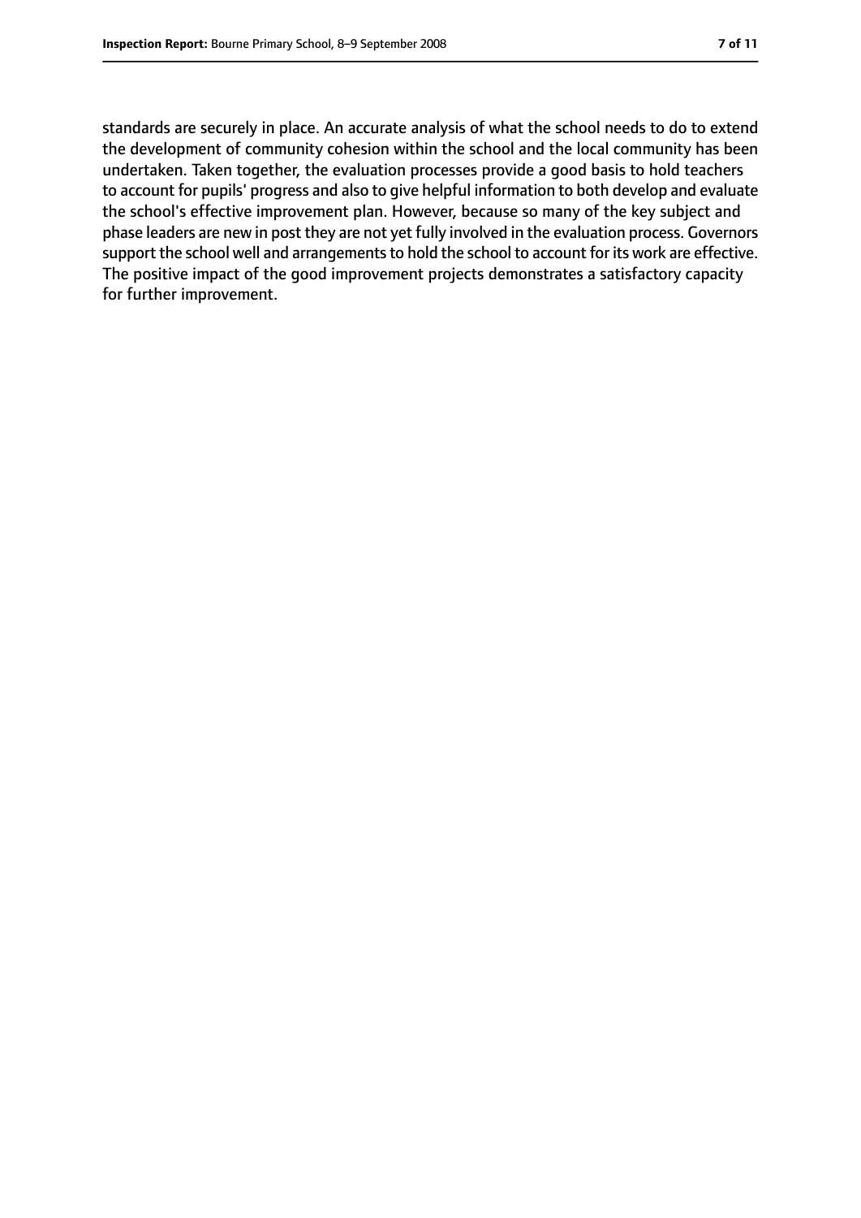standards are securely in place. An accurate analysis of what the school needs to do to extend the development of community cohesion within the school and the local community has been undertaken. Taken together, the evaluation processes provide a good basis to hold teachers to account for pupils' progress and also to give helpful information to both develop and evaluate the school's effective improvement plan. However, because so many of the key subject and phase leaders are new in post they are not yet fully involved in the evaluation process. Governors support the school well and arrangements to hold the school to account for its work are effective. The positive impact of the good improvement projects demonstrates a satisfactory capacity for further improvement.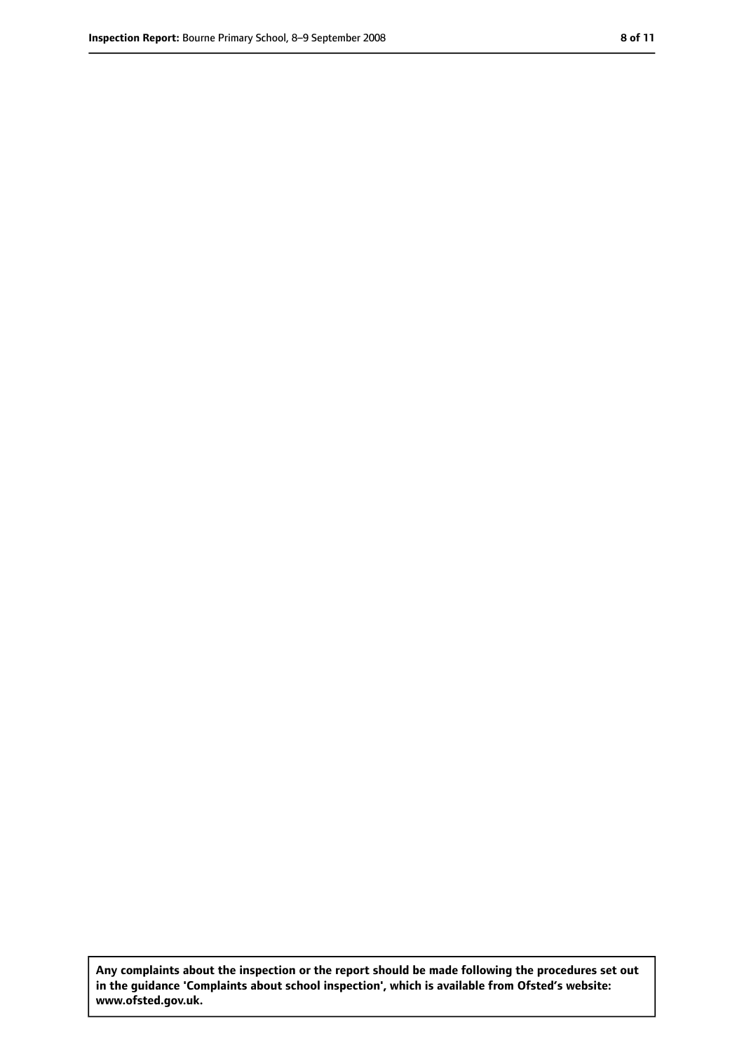**Any complaints about the inspection or the report should be made following the procedures set out in the guidance 'Complaints about school inspection', which is available from Ofsted's website: www.ofsted.gov.uk.**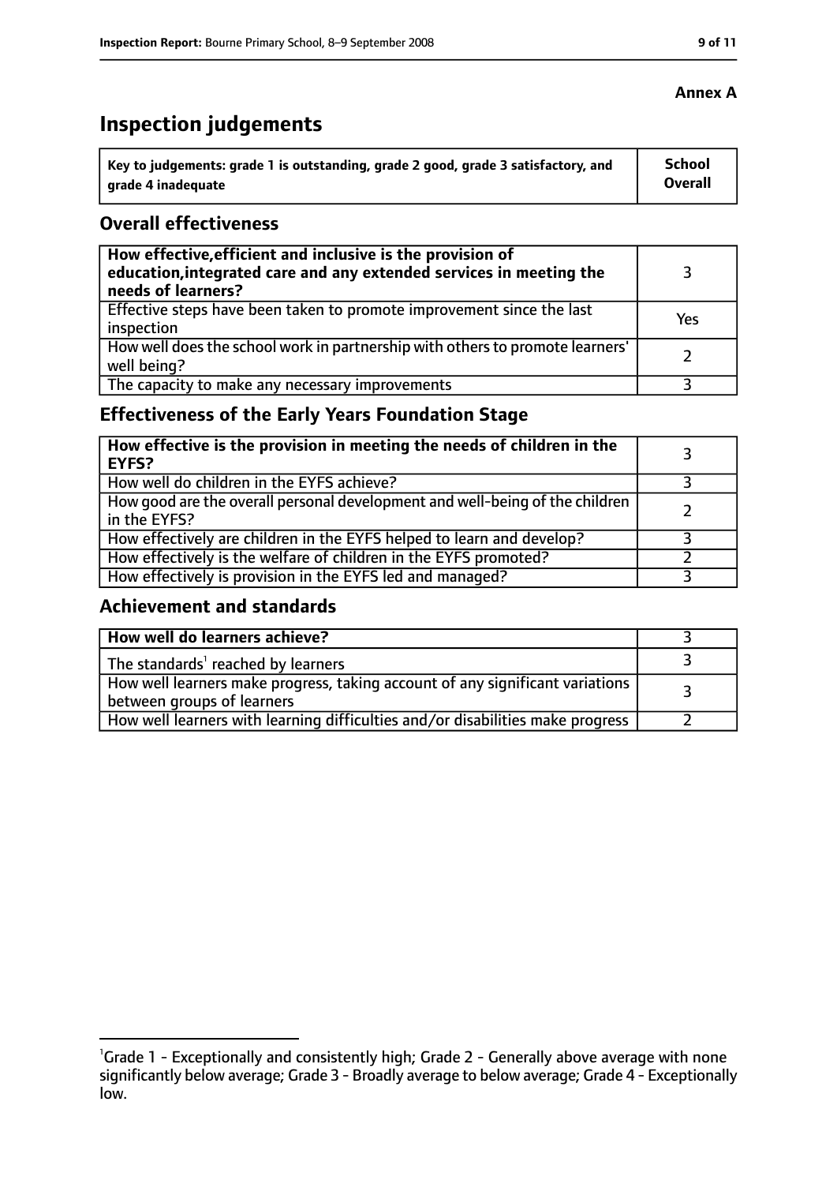**Annex A**

# Inspection judgements

| Key to judgements: grade 1 is outstanding, grade 2 good, grade 3 satisfactory, and grade 4 inadequate | School Overall |
|---|---|

## Overall effectiveness

| | |
|---|---|
| **How effective, efficient and inclusive is the provision of education, integrated care and any extended services in meeting the needs of learners?** | 3 |
| Effective steps have been taken to promote improvement since the last inspection | Yes |
| How well does the school work in partnership with others to promote learners' well being? | 2 |
| The capacity to make any necessary improvements | 3 |

## Effectiveness of the Early Years Foundation Stage

| | |
|---|---|
| **How effective is the provision in meeting the needs of children in the EYFS?** | 3 |
| How well do children in the EYFS achieve? | 3 |
| How good are the overall personal development and well-being of the children in the EYFS? | 2 |
| How effectively are children in the EYFS helped to learn and develop? | 3 |
| How effectively is the welfare of children in the EYFS promoted? | 2 |
| How effectively is provision in the EYFS led and managed? | 3 |

## Achievement and standards

| | |
|---|---|
| **How well do learners achieve?** | 3 |
| The standards[1] reached by learners | 3 |
| How well learners make progress, taking account of any significant variations between groups of learners | 3 |
| How well learners with learning difficulties and/or disabilities make progress | 2 |

[1] Grade 1 - Exceptionally and consistently high; Grade 2 - Generally above average with none significantly below average; Grade 3 - Broadly average to below average; Grade 4 - Exceptionally low.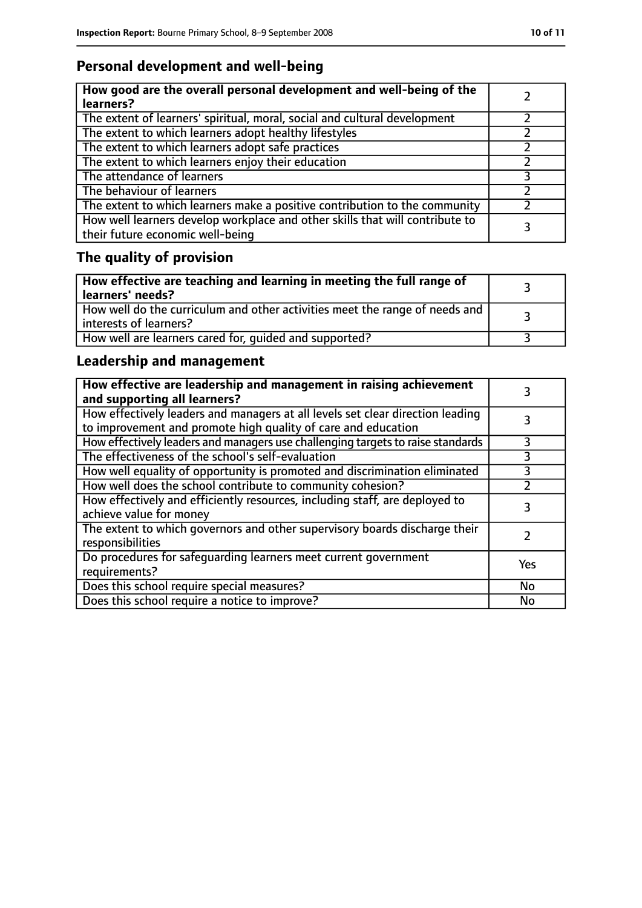## Personal development and well-being

| How good are the overall personal development and well-being of the learners? | 2 |
|---|---|
| The extent of learners' spiritual, moral, social and cultural development | 2 |
| The extent to which learners adopt healthy lifestyles | 2 |
| The extent to which learners adopt safe practices | 2 |
| The extent to which learners enjoy their education | 2 |
| The attendance of learners | 3 |
| The behaviour of learners | 2 |
| The extent to which learners make a positive contribution to the community | 2 |
| How well learners develop workplace and other skills that will contribute to their future economic well-being | 3 |

## The quality of provision

| How effective are teaching and learning in meeting the full range of learners' needs? | 3 |
|---|---|
| How well do the curriculum and other activities meet the range of needs and interests of learners? | 3 |
| How well are learners cared for, guided and supported? | 3 |

## Leadership and management

| How effective are leadership and management in raising achievement and supporting all learners? | 3 |
|---|---|
| How effectively leaders and managers at all levels set clear direction leading to improvement and promote high quality of care and education | 3 |
| How effectively leaders and managers use challenging targets to raise standards | 3 |
| The effectiveness of the school's self-evaluation | 3 |
| How well equality of opportunity is promoted and discrimination eliminated | 3 |
| How well does the school contribute to community cohesion? | 2 |
| How effectively and efficiently resources, including staff, are deployed to achieve value for money | 3 |
| The extent to which governors and other supervisory boards discharge their responsibilities | 2 |
| Do procedures for safeguarding learners meet current government requirements? | Yes |
| Does this school require special measures? | No |
| Does this school require a notice to improve? | No |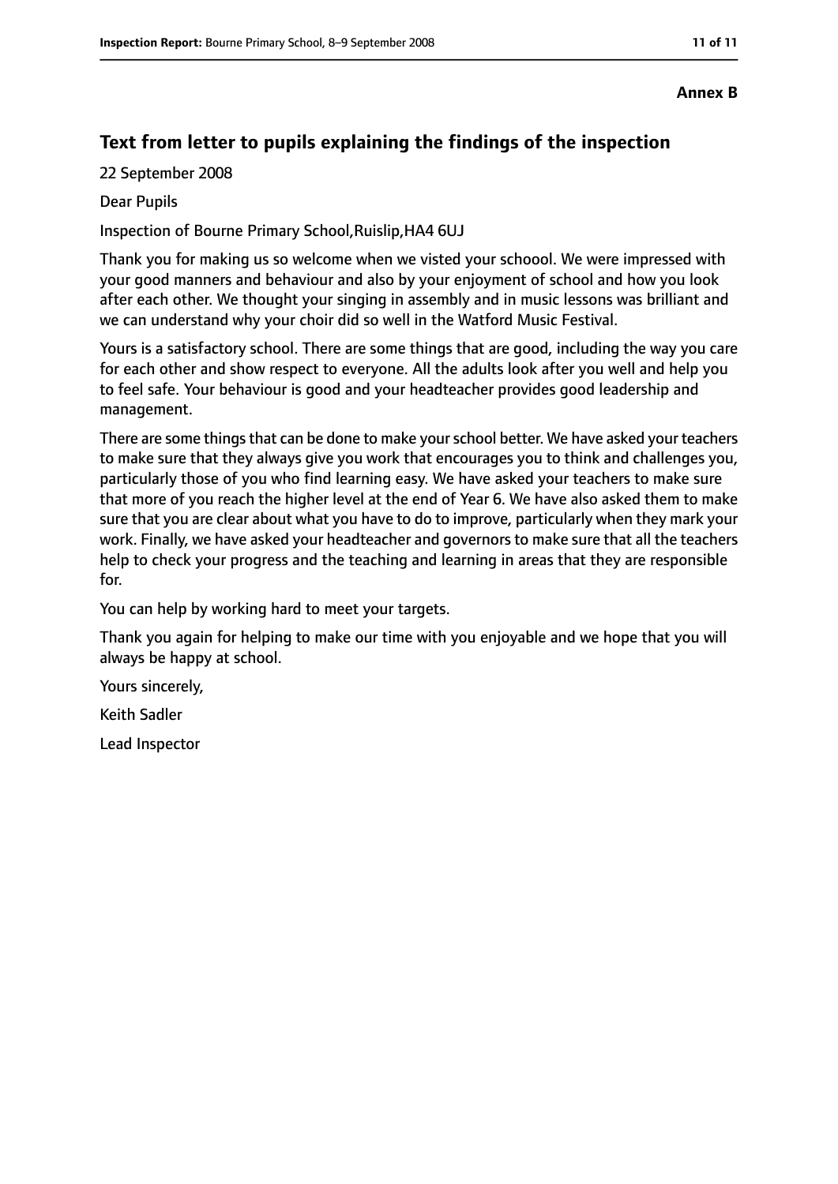**Annex B**

## Text from letter to pupils explaining the findings of the inspection

22 September 2008

Dear Pupils

Inspection of Bourne Primary School,Ruislip,HA4 6UJ

Thank you for making us so welcome when we visted your schoool. We were impressed with your good manners and behaviour and also by your enjoyment of school and how you look after each other. We thought your singing in assembly and in music lessons was brilliant and we can understand why your choir did so well in the Watford Music Festival.

Yours is a satisfactory school. There are some things that are good, including the way you care for each other and show respect to everyone. All the adults look after you well and help you to feel safe. Your behaviour is good and your headteacher provides good leadership and management.

There are some things that can be done to make your school better. We have asked your teachers to make sure that they always give you work that encourages you to think and challenges you, particularly those of you who find learning easy. We have asked your teachers to make sure that more of you reach the higher level at the end of Year 6. We have also asked them to make sure that you are clear about what you have to do to improve, particularly when they mark your work. Finally, we have asked your headteacher and governors to make sure that all the teachers help to check your progress and the teaching and learning in areas that they are responsible for.

You can help by working hard to meet your targets.

Thank you again for helping to make our time with you enjoyable and we hope that you will always be happy at school.

Yours sincerely,

Keith Sadler

Lead Inspector